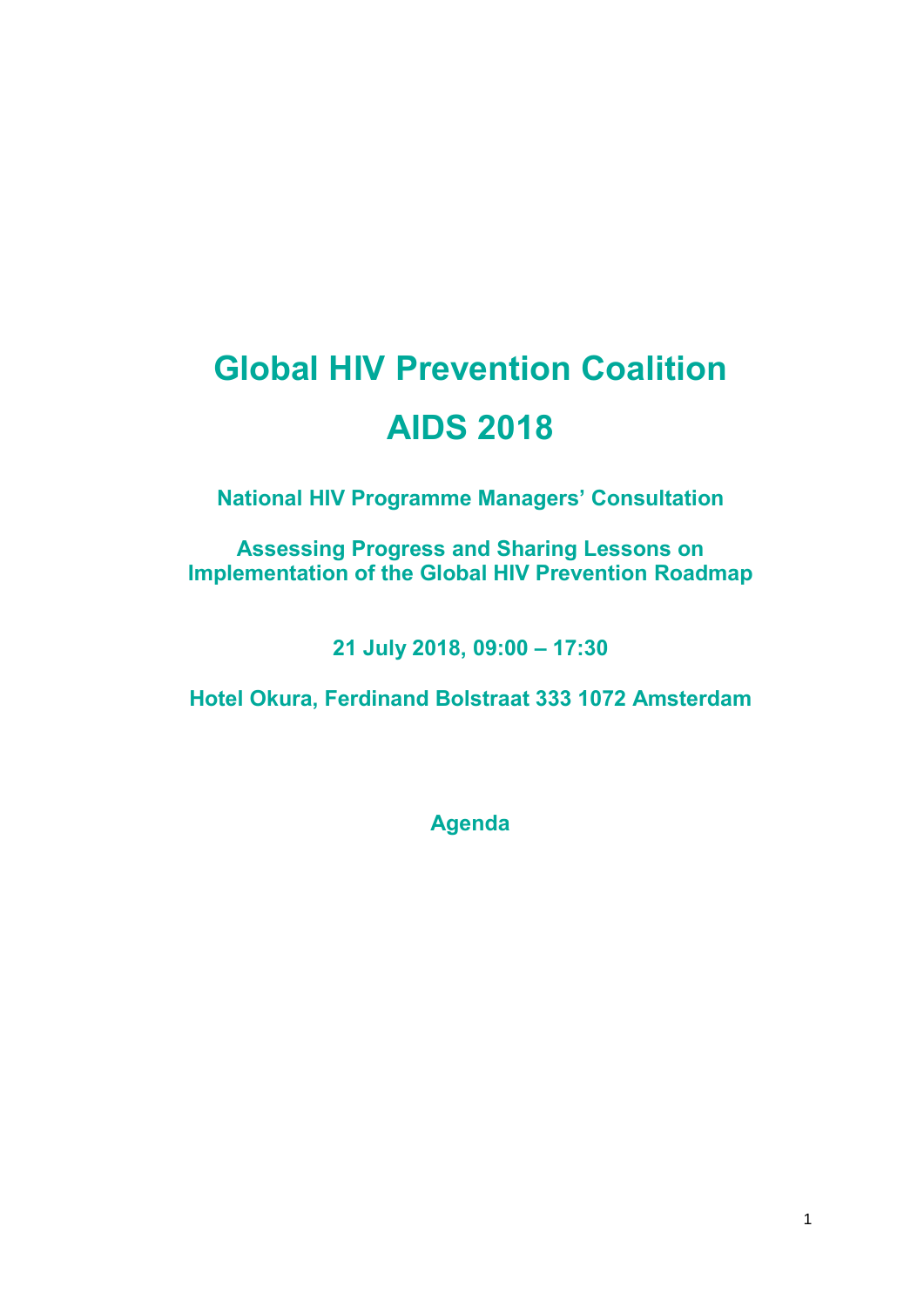# Global HIV Prevention Coalition

# AIDS 2018

**National HIV Programme Managers' Consultation**

**Assessing Progress and Sharing Lessons on Implementation of the Global HIV Prevention Roadmap**

**21 July 2018, 09:00 – 17:30**

**Hotel Okura, Ferdinand Bolstraat 333 1072 Amsterdam**

**Agenda**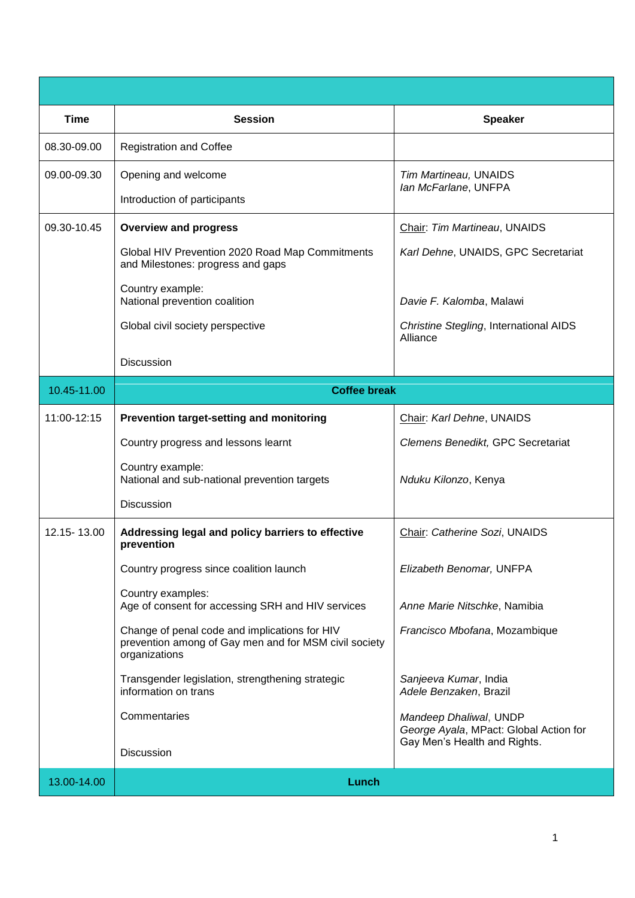| Time | Session | Speaker |
|---|---|---|
| 08.30-09.00 | Registration and Coffee | |
| 09.00-09.30 | Opening and welcome<br><br>Introduction of participants | *Tim Martineau,* UNAIDS<br>*Ian McFarlane*, UNFPA |
| 09.30-10.45 | **Overview and progress**<br><br>Global HIV Prevention 2020 Road Map Commitments and Milestones: progress and gaps<br><br>Country example:<br>National prevention coalition<br><br>Global civil society perspective<br><br>Discussion | Chair: *Tim Martineau*, UNAIDS<br><br>*Karl Dehne*, UNAIDS, GPC Secretariat<br><br>*Davie F. Kalomba*, Malawi<br><br>*Christine Stegling*, International AIDS Alliance |
| 10.45-11.00 | **Coffee break** | |
| 11:00-12:15 | **Prevention target-setting and monitoring**<br><br>Country progress and lessons learnt<br><br>Country example:<br>National and sub-national prevention targets<br><br>Discussion | Chair: *Karl Dehne*, UNAIDS<br><br>*Clemens Benedikt,* GPC Secretariat<br><br>*Nduku Kilonzo*, Kenya |
| 12.15- 13.00 | **Addressing legal and policy barriers to effective prevention**<br><br>Country progress since coalition launch<br><br>Country examples:<br>Age of consent for accessing SRH and HIV services<br><br>Change of penal code and implications for HIV prevention among of Gay men and for MSM civil society organizations<br><br>Transgender legislation, strengthening strategic information on trans<br><br>Commentaries<br><br>Discussion | Chair: *Catherine Sozi*, UNAIDS<br><br>*Elizabeth Benomar,* UNFPA<br><br>*Anne Marie Nitschke*, Namibia<br><br>*Francisco Mbofana*, Mozambique<br><br>*Sanjeeva Kumar*, India<br>*Adele Benzaken*, Brazil<br><br>*Mandeep Dhaliwal*, UNDP<br>*George Ayala*, MPact: Global Action for Gay Men's Health and Rights. |
| 13.00-14.00 | **Lunch** | |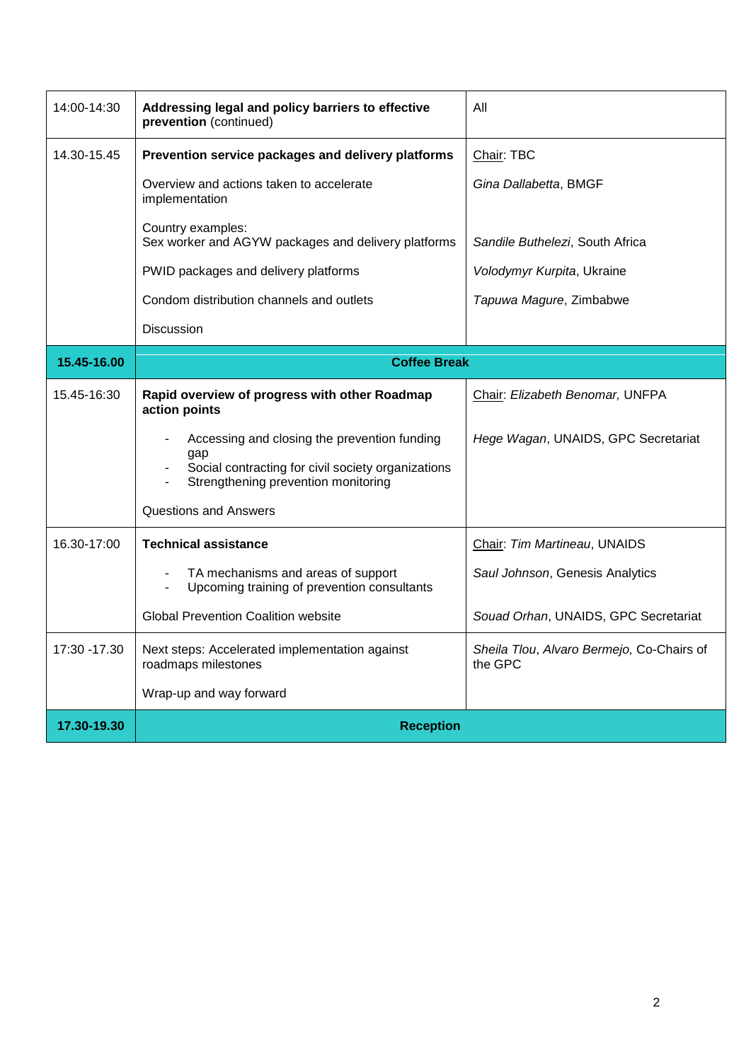| | | |
|---|---|---|
| 14:00-14:30 | **Addressing legal and policy barriers to effective prevention** (continued) | All |
| 14.30-15.45 | **Prevention service packages and delivery platforms**<br><br>Overview and actions taken to accelerate implementation<br><br>Country examples:<br>Sex worker and AGYW packages and delivery platforms<br><br>PWID packages and delivery platforms<br><br>Condom distribution channels and outlets<br><br>Discussion | Chair: TBC<br><br>*Gina Dallabetta*, BMGF<br><br><br>*Sandile Buthelezi*, South Africa<br><br>*Volodymyr Kurpita*, Ukraine<br><br>*Tapuwa Magure*, Zimbabwe |
| **15.45-16.00** | **Coffee Break** | |
| 15.45-16:30 | **Rapid overview of progress with other Roadmap action points**<br><br>- Accessing and closing the prevention funding gap<br>- Social contracting for civil society organizations<br>- Strengthening prevention monitoring<br><br>Questions and Answers | Chair: *Elizabeth Benomar,* UNFPA<br><br>*Hege Wagan*, UNAIDS, GPC Secretariat |
| 16.30-17:00 | **Technical assistance**<br><br>- TA mechanisms and areas of support<br>- Upcoming training of prevention consultants<br><br>Global Prevention Coalition website | Chair: *Tim Martineau*, UNAIDS<br><br>*Saul Johnson*, Genesis Analytics<br><br><br>*Souad Orhan*, UNAIDS, GPC Secretariat |
| 17:30 -17.30 | Next steps: Accelerated implementation against roadmaps milestones<br><br>Wrap-up and way forward | *Sheila Tlou*, *Alvaro Bermejo,* Co-Chairs of the GPC |
| **17.30-19.30** | **Reception** | |